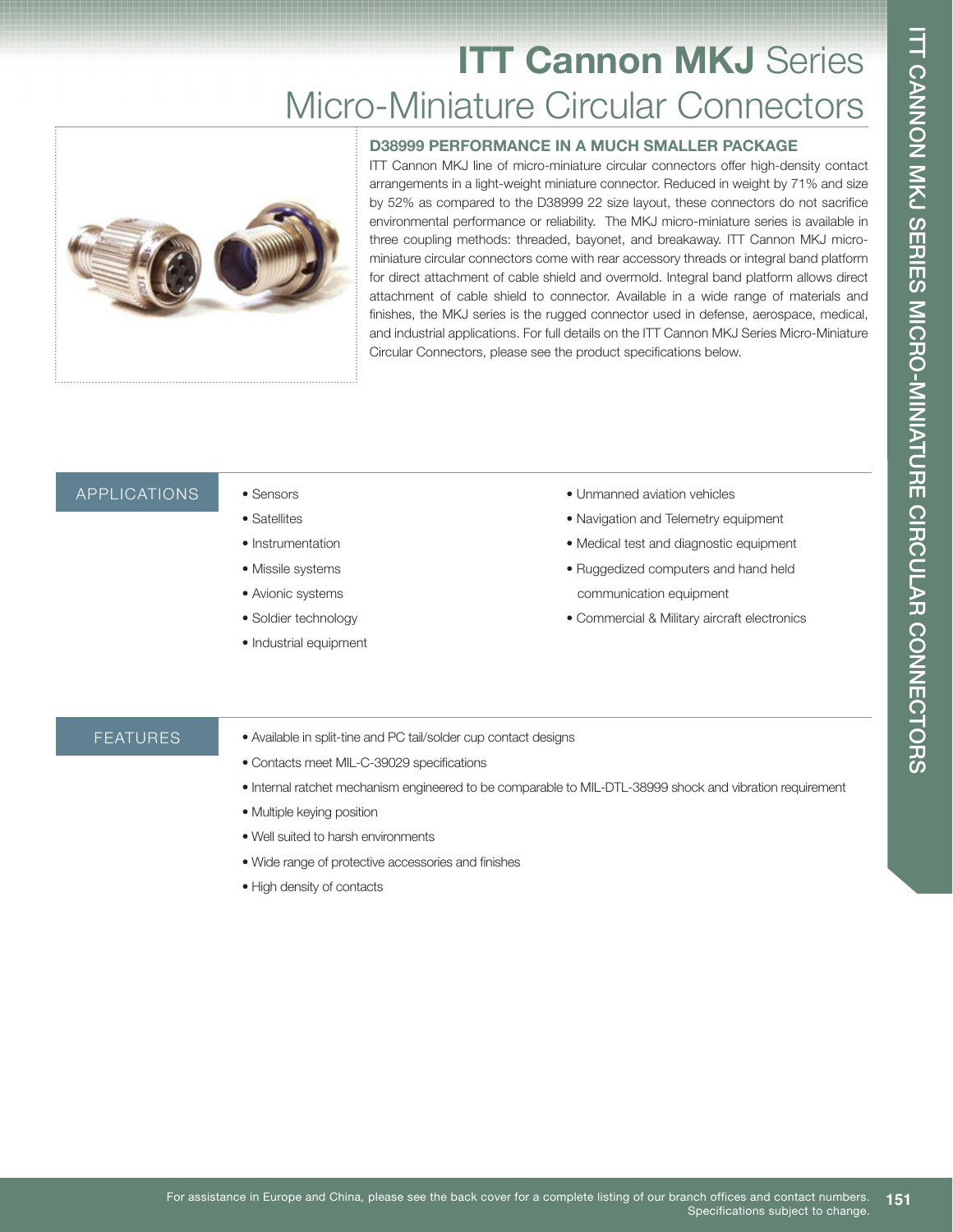# ITT Cannon MKJ Series
## Micro-Miniature Circular Connectors

### D38999 PERFORMANCE IN A MUCH SMALLER PACKAGE

ITT Cannon MKJ line of micro-miniature circular connectors offer high-density contact arrangements in a light-weight miniature connector. Reduced in weight by 71% and size by 52% as compared to the D38999 22 size layout, these connectors do not sacrifice environmental performance or reliability. The MKJ micro-miniature series is available in three coupling methods: threaded, bayonet, and breakaway. ITT Cannon MKJ micro-miniature circular connectors come with rear accessory threads or integral band platform for direct attachment of cable shield and overmold. Integral band platform allows direct attachment of cable shield to connector. Available in a wide range of materials and finishes, the MKJ series is the rugged connector used in defense, aerospace, medical, and industrial applications. For full details on the ITT Cannon MKJ Series Micro-Miniature Circular Connectors, please see the product specifications below.

## APPLICATIONS

- Sensors
- Satellites
- Instrumentation
- Missile systems
- Avionic systems
- Soldier technology
- Industrial equipment
- Unmanned aviation vehicles
- Navigation and Telemetry equipment
- Medical test and diagnostic equipment
- Ruggedized computers and hand held communication equipment
- Commercial & Military aircraft electronics

## FEATURES

- Available in split-tine and PC tail/solder cup contact designs
- Contacts meet MIL-C-39029 specifications
- Internal ratchet mechanism engineered to be comparable to MIL-DTL-38999 shock and vibration requirement
- Multiple keying position
- Well suited to harsh environments
- Wide range of protective accessories and finishes
- High density of contacts

For assistance in Europe and China, please see the back cover for a complete listing of our branch offices and contact numbers.
Specifications subject to change.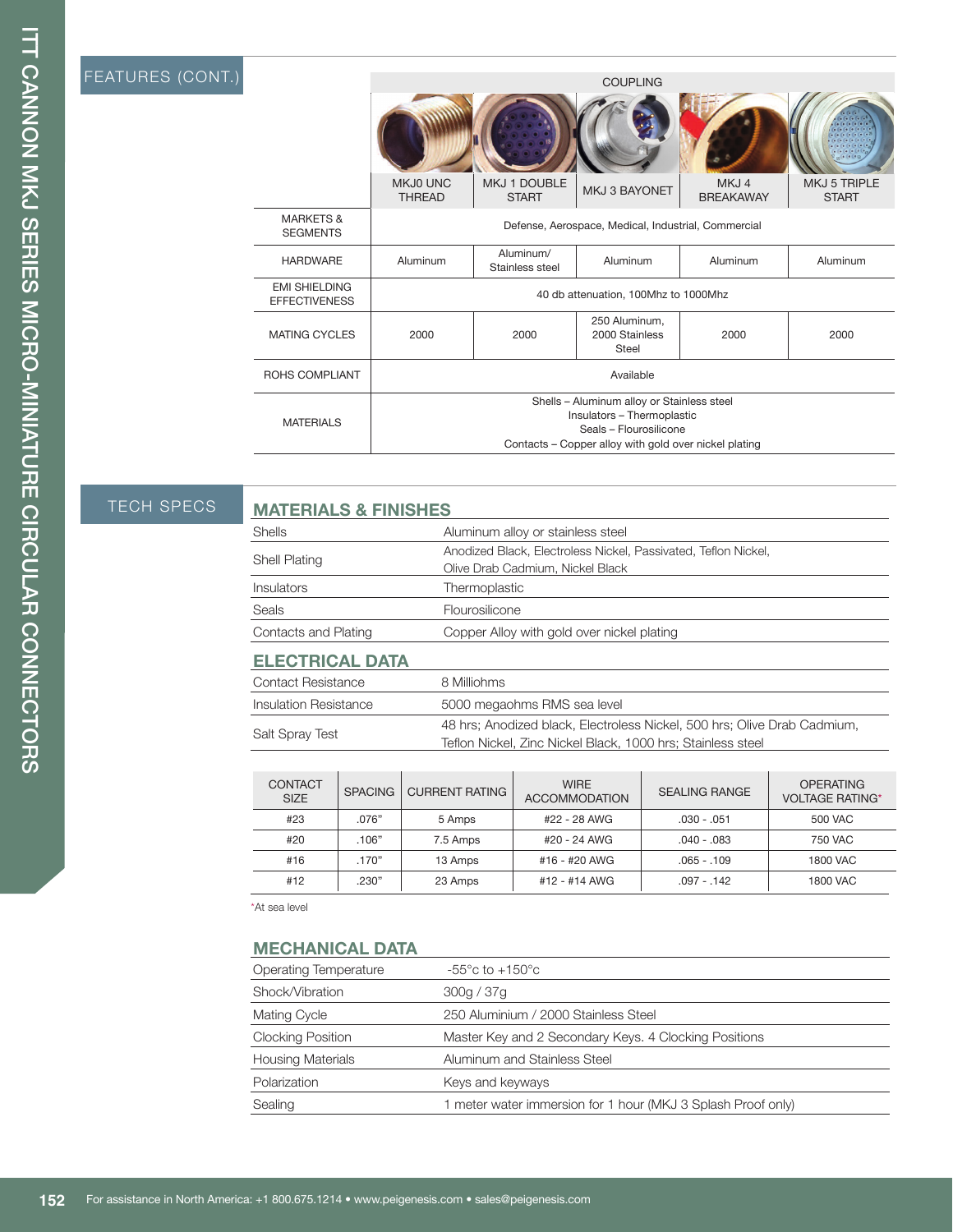## FEATURES (CONT.)

| | COUPLING | | | | |
|---|---|---|---|---|---|
| | MKJ0 UNC THREAD | MKJ 1 DOUBLE START | MKJ 3 BAYONET | MKJ 4 BREAKAWAY | MKJ 5 TRIPLE START |
| MARKETS & SEGMENTS | Defense, Aerospace, Medical, Industrial, Commercial | | | | |
| HARDWARE | Aluminum | Aluminum/ Stainless steel | Aluminum | Aluminum | Aluminum |
| EMI SHIELDING EFFECTIVENESS | 40 db attenuation, 100Mhz to 1000Mhz | | | | |
| MATING CYCLES | 2000 | 2000 | 250 Aluminum, 2000 Stainless Steel | 2000 | 2000 |
| ROHS COMPLIANT | Available | | | | |
| MATERIALS | Shells – Aluminum alloy or Stainless steel<br>Insulators – Thermoplastic<br>Seals – Flourosilicone<br>Contacts – Copper alloy with gold over nickel plating | | | | |

## TECH SPECS

### MATERIALS & FINISHES

| | |
|---|---|
| Shells | Aluminum alloy or stainless steel |
| Shell Plating | Anodized Black, Electroless Nickel, Passivated, Teflon Nickel, Olive Drab Cadmium, Nickel Black |
| Insulators | Thermoplastic |
| Seals | Flourosilicone |
| Contacts and Plating | Copper Alloy with gold over nickel plating |

### ELECTRICAL DATA

| | |
|---|---|
| Contact Resistance | 8 Milliohms |
| Insulation Resistance | 5000 megaohms RMS sea level |
| Salt Spray Test | 48 hrs; Anodized black, Electroless Nickel, 500 hrs; Olive Drab Cadmium, Teflon Nickel, Zinc Nickel Black, 1000 hrs; Stainless steel |

| CONTACT SIZE | SPACING | CURRENT RATING | WIRE ACCOMMODATION | SEALING RANGE | OPERATING VOLTAGE RATING* |
|---|---|---|---|---|---|
| #23 | .076" | 5 Amps | #22 - 28 AWG | .030 - .051 | 500 VAC |
| #20 | .106" | 7.5 Amps | #20 - 24 AWG | .040 - .083 | 750 VAC |
| #16 | .170" | 13 Amps | #16 - #20 AWG | .065 - .109 | 1800 VAC |
| #12 | .230" | 23 Amps | #12 - #14 AWG | .097 - .142 | 1800 VAC |

*At sea level

### MECHANICAL DATA

| | |
|---|---|
| Operating Temperature | -55°c to +150°c |
| Shock/Vibration | 300g / 37g |
| Mating Cycle | 250 Aluminium / 2000 Stainless Steel |
| Clocking Position | Master Key and 2 Secondary Keys. 4 Clocking Positions |
| Housing Materials | Aluminum and Stainless Steel |
| Polarization | Keys and keyways |
| Sealing | 1 meter water immersion for 1 hour (MKJ 3 Splash Proof only) |